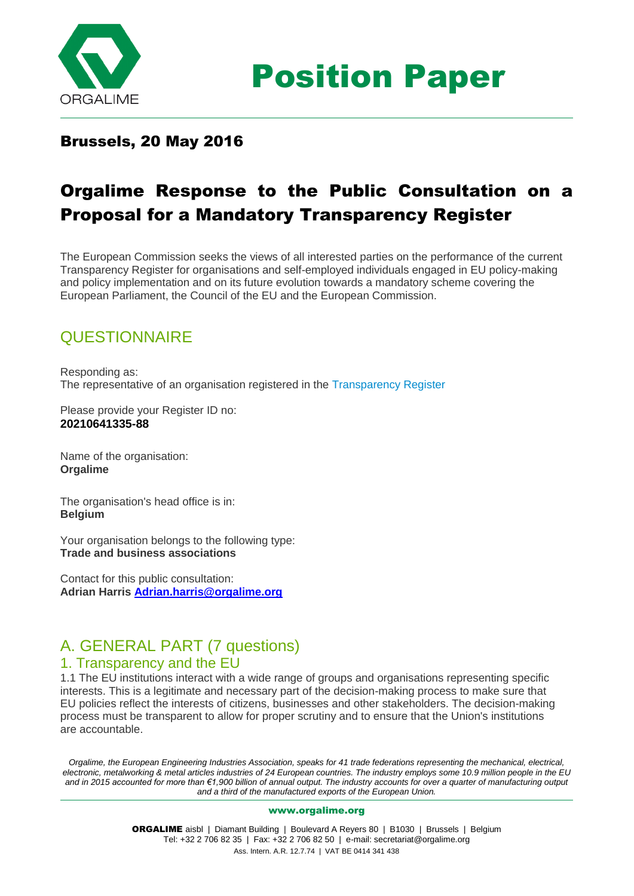# Position Paper

## Brussels, 20 May 2016

# Orgalime Response to the Public Consultation on a Proposal for a Mandatory Transparency Register

The European Commission seeks the views of all interested parties on the performance of the current Transparency Register for organisations and self-employed individuals engaged in EU policy-making and policy implementation and on its future evolution towards a mandatory scheme covering the European Parliament, the Council of the EU and the European Commission.

## QUESTIONNAIRE

Responding as:
The representative of an organisation registered in the Transparency Register

Please provide your Register ID no:
**20210641335-88**

Name of the organisation:
**Orgalime**

The organisation's head office is in:
**Belgium**

Your organisation belongs to the following type:
**Trade and business associations**

Contact for this public consultation:
**Adrian Harris [Adrian.harris@orgalime.org](mailto:Adrian.harris@orgalime.org)**

## A. GENERAL PART (7 questions)

### 1. Transparency and the EU

1.1 The EU institutions interact with a wide range of groups and organisations representing specific interests. This is a legitimate and necessary part of the decision-making process to make sure that EU policies reflect the interests of citizens, businesses and other stakeholders. The decision-making process must be transparent to allow for proper scrutiny and to ensure that the Union's institutions are accountable.

*Orgalime, the European Engineering Industries Association, speaks for 41 trade federations representing the mechanical, electrical, electronic, metalworking & metal articles industries of 24 European countries. The industry employs some 10.9 million people in the EU and in 2015 accounted for more than €1,900 billion of annual output. The industry accounts for over a quarter of manufacturing output and a third of the manufactured exports of the European Union.*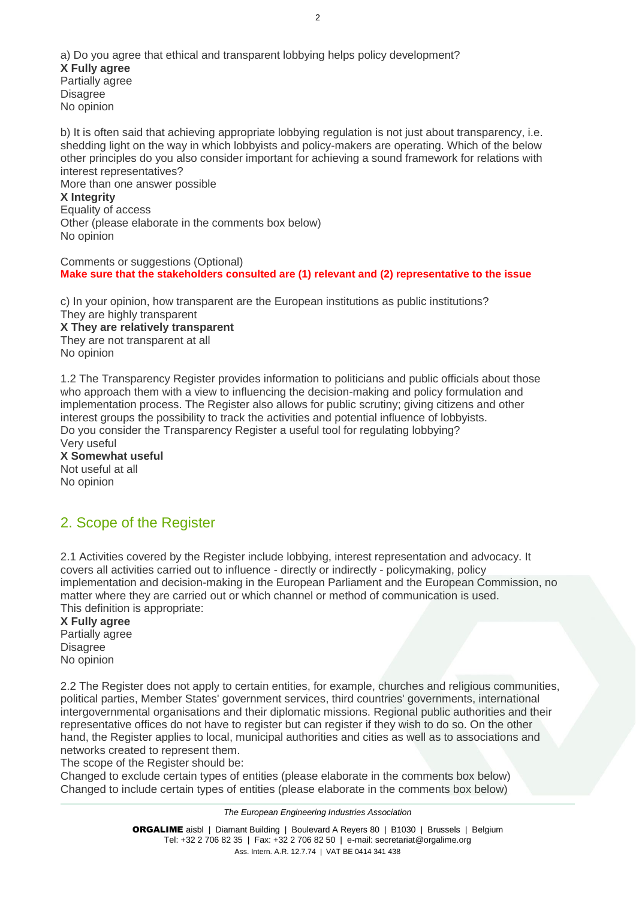a) Do you agree that ethical and transparent lobbying helps policy development?
**X Fully agree**
Partially agree
Disagree
No opinion

b) It is often said that achieving appropriate lobbying regulation is not just about transparency, i.e. shedding light on the way in which lobbyists and policy-makers are operating. Which of the below other principles do you also consider important for achieving a sound framework for relations with interest representatives?
More than one answer possible
**X Integrity**
Equality of access
Other (please elaborate in the comments box below)
No opinion

Comments or suggestions (Optional)
**Make sure that the stakeholders consulted are (1) relevant and (2) representative to the issue**

c) In your opinion, how transparent are the European institutions as public institutions?
They are highly transparent
**X They are relatively transparent**
They are not transparent at all
No opinion

1.2 The Transparency Register provides information to politicians and public officials about those who approach them with a view to influencing the decision-making and policy formulation and implementation process. The Register also allows for public scrutiny; giving citizens and other interest groups the possibility to track the activities and potential influence of lobbyists.
Do you consider the Transparency Register a useful tool for regulating lobbying?
Very useful
**X Somewhat useful**
Not useful at all
No opinion

## 2. Scope of the Register

2.1 Activities covered by the Register include lobbying, interest representation and advocacy. It covers all activities carried out to influence - directly or indirectly - policymaking, policy implementation and decision-making in the European Parliament and the European Commission, no matter where they are carried out or which channel or method of communication is used.
This definition is appropriate:
**X Fully agree**
Partially agree
Disagree
No opinion

2.2 The Register does not apply to certain entities, for example, churches and religious communities, political parties, Member States' government services, third countries' governments, international intergovernmental organisations and their diplomatic missions. Regional public authorities and their representative offices do not have to register but can register if they wish to do so. On the other hand, the Register applies to local, municipal authorities and cities as well as to associations and networks created to represent them.
The scope of the Register should be:
Changed to exclude certain types of entities (please elaborate in the comments box below)
Changed to include certain types of entities (please elaborate in the comments box below)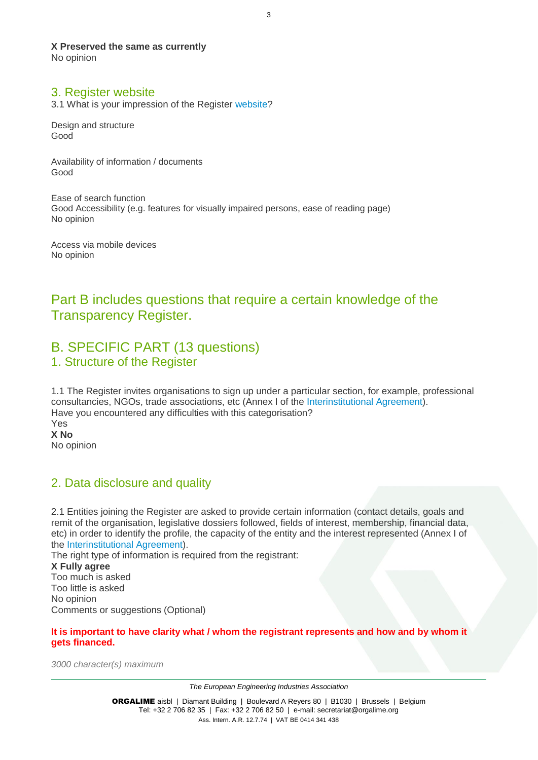**X Preserved the same as currently**
No opinion

## 3. Register website

3.1 What is your impression of the Register website?

Design and structure
Good

Availability of information / documents
Good

Ease of search function
Good Accessibility (e.g. features for visually impaired persons, ease of reading page)
No opinion

Access via mobile devices
No opinion

# Part B includes questions that require a certain knowledge of the Transparency Register.

# B. SPECIFIC PART (13 questions)

## 1. Structure of the Register

1.1 The Register invites organisations to sign up under a particular section, for example, professional consultancies, NGOs, trade associations, etc (Annex I of the Interinstitutional Agreement).
Have you encountered any difficulties with this categorisation?
Yes
**X No**
No opinion

## 2. Data disclosure and quality

2.1 Entities joining the Register are asked to provide certain information (contact details, goals and remit of the organisation, legislative dossiers followed, fields of interest, membership, financial data, etc) in order to identify the profile, the capacity of the entity and the interest represented (Annex I of the Interinstitutional Agreement).
The right type of information is required from the registrant:
**X Fully agree**
Too much is asked
Too little is asked
No opinion
Comments or suggestions (Optional)

**It is important to have clarity what / whom the registrant represents and how and by whom it gets financed.**

*3000 character(s) maximum*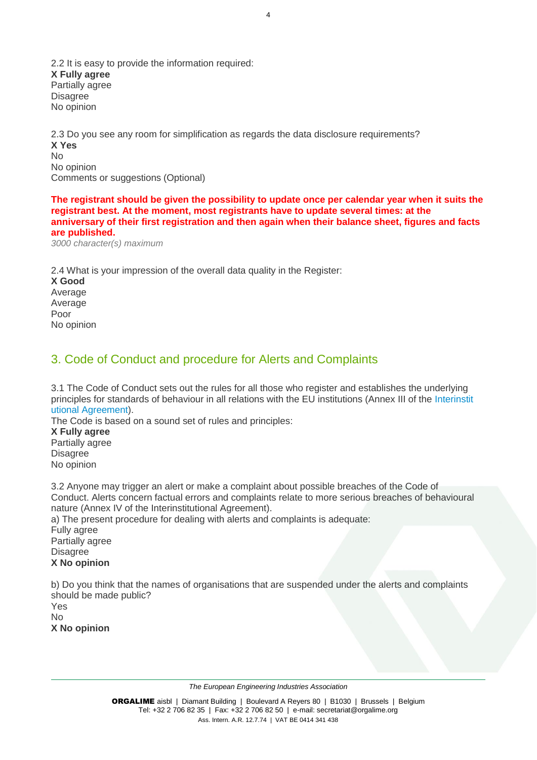2.2 It is easy to provide the information required:
**X Fully agree**
Partially agree
Disagree
No opinion

2.3 Do you see any room for simplification as regards the data disclosure requirements?
**X Yes**
No
No opinion
Comments or suggestions (Optional)

**The registrant should be given the possibility to update once per calendar year when it suits the registrant best. At the moment, most registrants have to update several times: at the anniversary of their first registration and then again when their balance sheet, figures and facts are published.**
*3000 character(s) maximum*

2.4 What is your impression of the overall data quality in the Register:
**X Good**
Average
Average
Poor
No opinion

## 3. Code of Conduct and procedure for Alerts and Complaints

3.1 The Code of Conduct sets out the rules for all those who register and establishes the underlying principles for standards of behaviour in all relations with the EU institutions (Annex III of the Interinstit utional Agreement).
The Code is based on a sound set of rules and principles:
**X Fully agree**
Partially agree
Disagree
No opinion

3.2 Anyone may trigger an alert or make a complaint about possible breaches of the Code of Conduct. Alerts concern factual errors and complaints relate to more serious breaches of behavioural nature (Annex IV of the Interinstitutional Agreement).
a) The present procedure for dealing with alerts and complaints is adequate:
Fully agree
Partially agree
Disagree
**X No opinion**

b) Do you think that the names of organisations that are suspended under the alerts and complaints should be made public?
Yes
No
**X No opinion**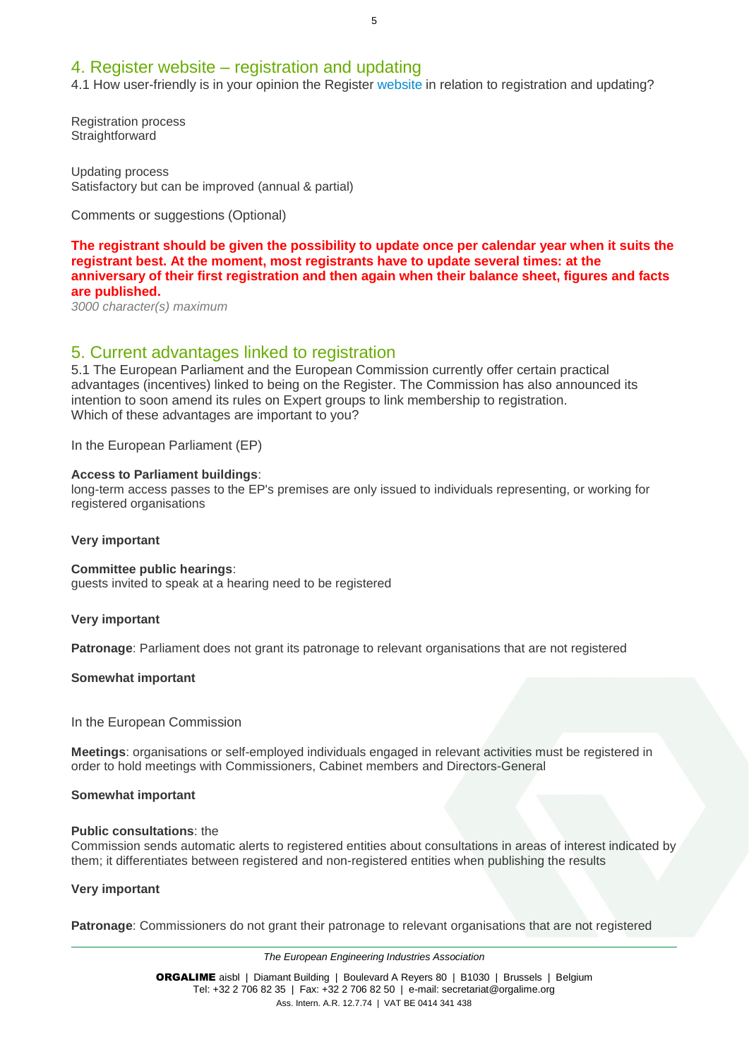## 4. Register website – registration and updating

4.1 How user-friendly is in your opinion the Register website in relation to registration and updating?

Registration process
Straightforward

Updating process
Satisfactory but can be improved (annual & partial)

Comments or suggestions (Optional)

**The registrant should be given the possibility to update once per calendar year when it suits the registrant best. At the moment, most registrants have to update several times: at the anniversary of their first registration and then again when their balance sheet, figures and facts are published.**

*3000 character(s) maximum*

## 5. Current advantages linked to registration

5.1 The European Parliament and the European Commission currently offer certain practical advantages (incentives) linked to being on the Register. The Commission has also announced its intention to soon amend its rules on Expert groups to link membership to registration.
Which of these advantages are important to you?

In the European Parliament (EP)

**Access to Parliament buildings**:
long-term access passes to the EP's premises are only issued to individuals representing, or working for registered organisations

**Very important**

**Committee public hearings**:
guests invited to speak at a hearing need to be registered

**Very important**

**Patronage**: Parliament does not grant its patronage to relevant organisations that are not registered

**Somewhat important**

In the European Commission

**Meetings**: organisations or self-employed individuals engaged in relevant activities must be registered in order to hold meetings with Commissioners, Cabinet members and Directors-General

**Somewhat important**

**Public consultations**: the
Commission sends automatic alerts to registered entities about consultations in areas of interest indicated by them; it differentiates between registered and non-registered entities when publishing the results

**Very important**

**Patronage**: Commissioners do not grant their patronage to relevant organisations that are not registered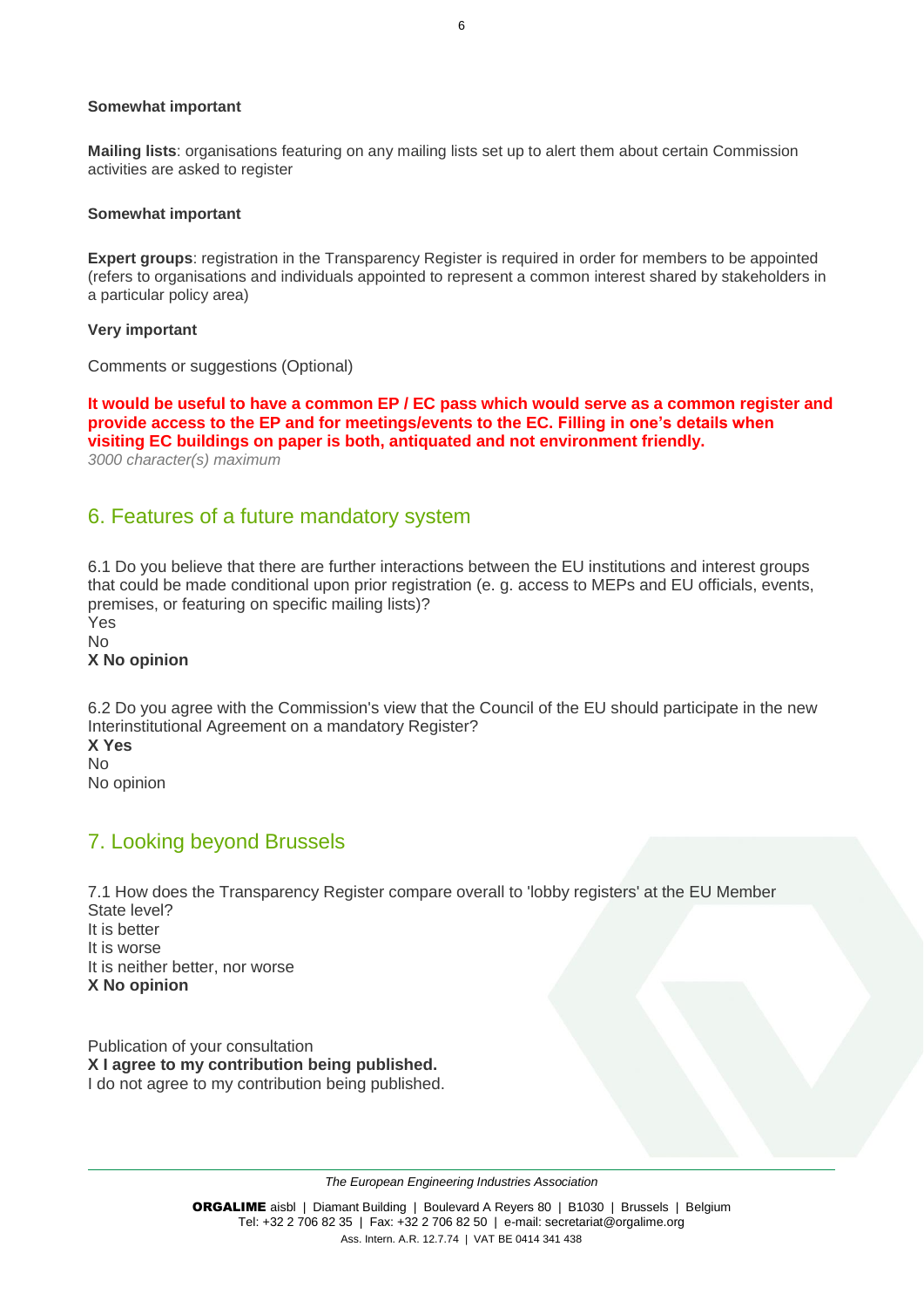**Somewhat important**

**Mailing lists**: organisations featuring on any mailing lists set up to alert them about certain Commission activities are asked to register

**Somewhat important**

**Expert groups**: registration in the Transparency Register is required in order for members to be appointed (refers to organisations and individuals appointed to represent a common interest shared by stakeholders in a particular policy area)

**Very important**

Comments or suggestions (Optional)

**It would be useful to have a common EP / EC pass which would serve as a common register and provide access to the EP and for meetings/events to the EC. Filling in one's details when visiting EC buildings on paper is both, antiquated and not environment friendly.**
*3000 character(s) maximum*

## 6. Features of a future mandatory system

6.1 Do you believe that there are further interactions between the EU institutions and interest groups that could be made conditional upon prior registration (e. g. access to MEPs and EU officials, events, premises, or featuring on specific mailing lists)?
Yes
No
**X No opinion**

6.2 Do you agree with the Commission's view that the Council of the EU should participate in the new Interinstitutional Agreement on a mandatory Register?
**X Yes**
No
No opinion

## 7. Looking beyond Brussels

7.1 How does the Transparency Register compare overall to 'lobby registers' at the EU Member State level?
It is better
It is worse
It is neither better, nor worse
**X No opinion**

Publication of your consultation
**X I agree to my contribution being published.**
I do not agree to my contribution being published.

*The European Engineering Industries Association*

**ORGALIME** aisbl | Diamant Building | Boulevard A Reyers 80 | B1030 | Brussels | Belgium
Tel: +32 2 706 82 35 | Fax: +32 2 706 82 50 | e-mail: secretariat@orgalime.org
Ass. Intern. A.R. 12.7.74 | VAT BE 0414 341 438